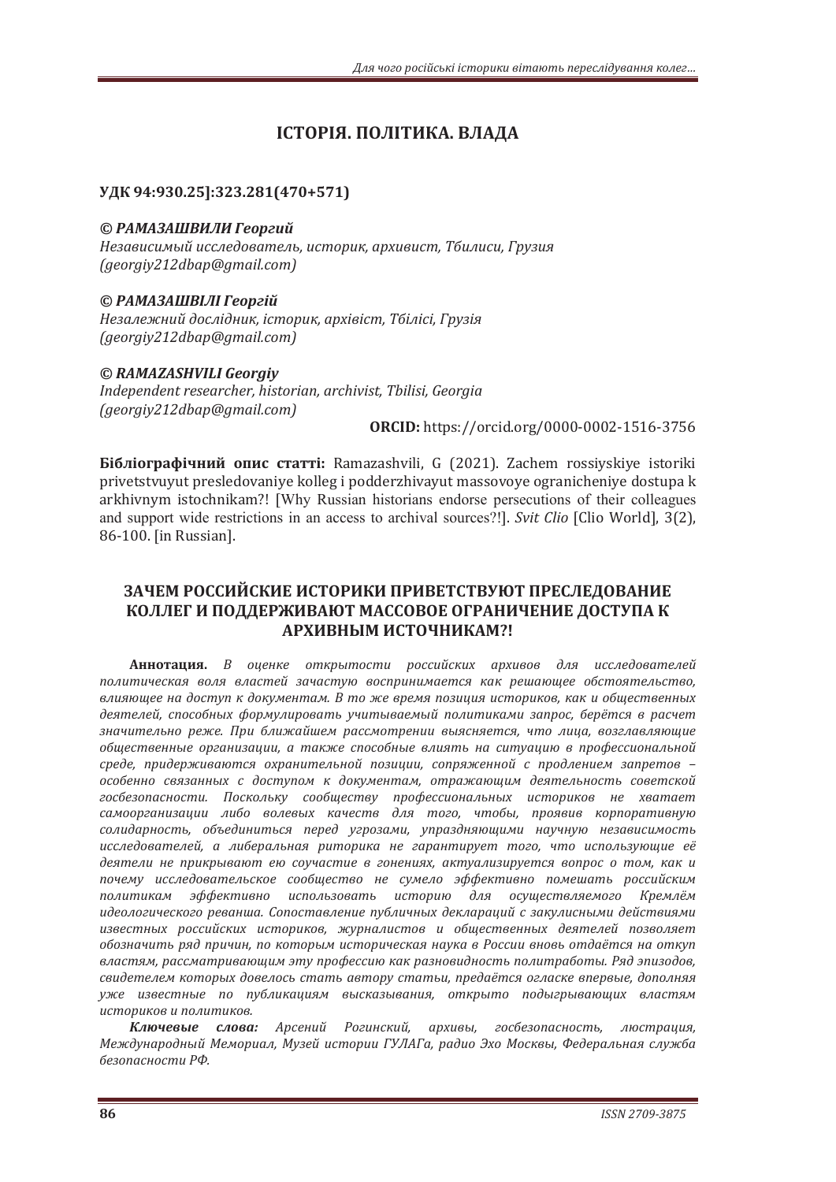## ІСТОРІЯ. ПОЛІТИКА. ВЛАДА

**УДК 94:930.25]:323.281(470+571)**

***© РАМАЗАШВИЛИ Георгий***
*Независимый исследователь, историк, архивист, Тбилиси, Грузия*
*(georgiy212dbap@gmail.com)*

***© РАМАЗАШВІЛІ Георгій***
*Незалежний дослідник, історик, архівіст, Тбілісі, Грузія*
*(georgiy212dbap@gmail.com)*

***© RAMAZASHVILI Georgiy***
*Independent researcher, historian, archivist, Tbilisi, Georgia*
*(georgiy212dbap@gmail.com)*

**ORCID:** https://orcid.org/0000-0002-1516-3756

**Бібліографічний опис статті:** Ramazashvili, G (2021). Zachem rossiyskiye istoriki privetstvuyut presledovaniye kolleg i podderzhivayut massovoye ogranicheniye dostupa k arkhivnym istochnikam?! [Why Russian historians endorse persecutions of their colleagues and support wide restrictions in an access to archival sources?!]. *Svit Clio* [Clio World], 3(2), 86-100. [in Russian].

# ЗАЧЕМ РОССИЙСКИЕ ИСТОРИКИ ПРИВЕТСТВУЮТ ПРЕСЛЕДОВАНИЕ КОЛЛЕГ И ПОДДЕРЖИВАЮТ МАССОВОЕ ОГРАНИЧЕНИЕ ДОСТУПА К АРХИВНЫМ ИСТОЧНИКАМ?!

**Аннотация.** *В оценке открытости российских архивов для исследователей политическая воля властей зачастую воспринимается как решающее обстоятельство, влияющее на доступ к документам. В то же время позиция историков, как и общественных деятелей, способных формулировать учитываемый политиками запрос, берётся в расчет значительно реже. При ближайшем рассмотрении выясняется, что лица, возглавляющие общественные организации, а также способные влиять на ситуацию в профессиональной среде, придерживаются охранительной позиции, сопряженной с продлением запретов – особенно связанных с доступом к документам, отражающим деятельность советской госбезопасности. Поскольку сообществу профессиональных историков не хватает самоорганизации либо волевых качеств для того, чтобы, проявив корпоративную солидарность, объединиться перед угрозами, упраздняющими научную независимость исследователей, а либеральная риторика не гарантирует того, что использующие её деятели не прикрывают ею соучастие в гонениях, актуализируется вопрос о том, как и почему исследовательское сообщество не сумело эффективно помешать российским политикам эффективно использовать историю для осуществляемого Кремлём идеологического реванша. Сопоставление публичных деклараций с закулисными действиями известных российских историков, журналистов и общественных деятелей позволяет обозначить ряд причин, по которым историческая наука в России вновь отдаётся на откуп властям, рассматривающим эту профессию как разновидность политработы. Ряд эпизодов, свидетелем которых довелось стать автору статьи, предаётся огласке впервые, дополняя уже известные по публикациям высказывания, открыто подыгрывающих властям историков и политиков.*

***Ключевые слова:*** *Арсений Рогинский, архивы, госбезопасность, люстрация, Международный Мемориал, Музей истории ГУЛАГа, радио Эхо Москвы, Федеральная служба безопасности РФ.*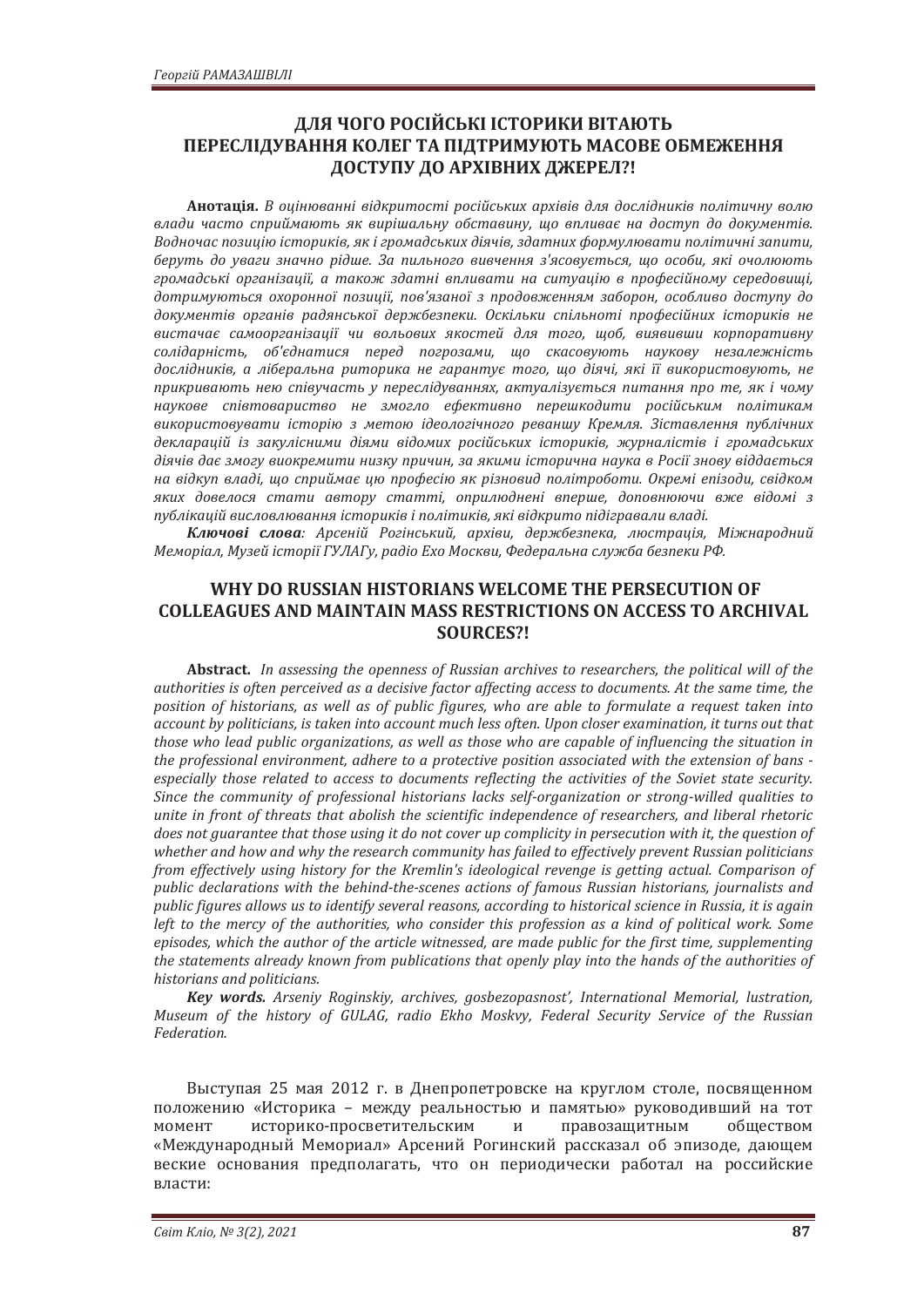## ДЛЯ ЧОГО РОСІЙСЬКІ ІСТОРИКИ ВІТАЮТЬ ПЕРЕСЛІДУВАННЯ КОЛЕГ ТА ПІДТРИМУЮТЬ МАСОВЕ ОБМЕЖЕННЯ ДОСТУПУ ДО АРХІВНИХ ДЖЕРЕЛ?!

**Анотація.** *В оцінюванні відкритості російських архівів для дослідників політичну волю влади часто сприймають як вирішальну обставину, що впливає на доступ до документів. Водночас позицію істориків, як і громадських діячів, здатних формулювати політичні запити, беруть до уваги значно рідше. За пильного вивчення з'ясовується, що особи, які очолюють громадські організації, а також здатні впливати на ситуацію в професійному середовищі, дотримуються охоронної позиції, пов'язаної з продовженням заборон, особливо доступу до документів органів радянської держбезпеки. Оскільки спільноті професійних істориків не вистачає самоорганізації чи вольових якостей для того, щоб, виявивши корпоративну солідарність, об'єднатися перед погрозами, що скасовують наукову незалежність дослідників, а ліберальна риторика не гарантує того, що діячі, які її використовують, не прикривають нею співучасть у переслідуваннях, актуалізується питання про те, як і чому наукове співтовариство не змогло ефективно перешкодити російським політикам використовувати історію з метою ідеологічного реваншу Кремля. Зіставлення публічних декларацій із закулісними діями відомих російських істориків, журналістів і громадських діячів дає змогу виокремити низку причин, за якими історична наука в Росії знову віддається на відкуп владі, що сприймає цю професію як різновид політроботи. Окремі епізоди, свідком яких довелося стати автору статті, оприлюднені вперше, доповнюючи вже відомі з публікацій висловлювання істориків і політиків, які відкрито підігравали владі.*

***Ключові слова**: Арсеній Рогінський, архіви, держбезпека, люстрація, Міжнародний Меморіал, Музей історії ГУЛАГу, радіо Ехо Москви, Федеральна служба безпеки РФ.*

## WHY DO RUSSIAN HISTORIANS WELCOME THE PERSECUTION OF COLLEAGUES AND MAINTAIN MASS RESTRICTIONS ON ACCESS TO ARCHIVAL SOURCES?!

**Abstract.** *In assessing the openness of Russian archives to researchers, the political will of the authorities is often perceived as a decisive factor affecting access to documents. At the same time, the position of historians, as well as of public figures, who are able to formulate a request taken into account by politicians, is taken into account much less often. Upon closer examination, it turns out that those who lead public organizations, as well as those who are capable of influencing the situation in the professional environment, adhere to a protective position associated with the extension of bans - especially those related to access to documents reflecting the activities of the Soviet state security. Since the community of professional historians lacks self-organization or strong-willed qualities to unite in front of threats that abolish the scientific independence of researchers, and liberal rhetoric does not guarantee that those using it do not cover up complicity in persecution with it, the question of whether and how and why the research community has failed to effectively prevent Russian politicians from effectively using history for the Kremlin's ideological revenge is getting actual. Comparison of public declarations with the behind-the-scenes actions of famous Russian historians, journalists and public figures allows us to identify several reasons, according to historical science in Russia, it is again left to the mercy of the authorities, who consider this profession as a kind of political work. Some episodes, which the author of the article witnessed, are made public for the first time, supplementing the statements already known from publications that openly play into the hands of the authorities of historians and politicians.*

***Key words.** Arseniy Roginskiy, archives, gosbezopasnost', International Memorial, lustration, Museum of the history of GULAG, radio Ekho Moskvy, Federal Security Service of the Russian Federation.*

Выступая 25 мая 2012 г. в Днепропетровске на круглом столе, посвященном положению «Историка – между реальностью и памятью» руководивший на тот момент историко-просветительским и правозащитным обществом «Международный Мемориал» Арсений Рогинский рассказал об эпизоде, дающем веские основания предполагать, что он периодически работал на российские власти: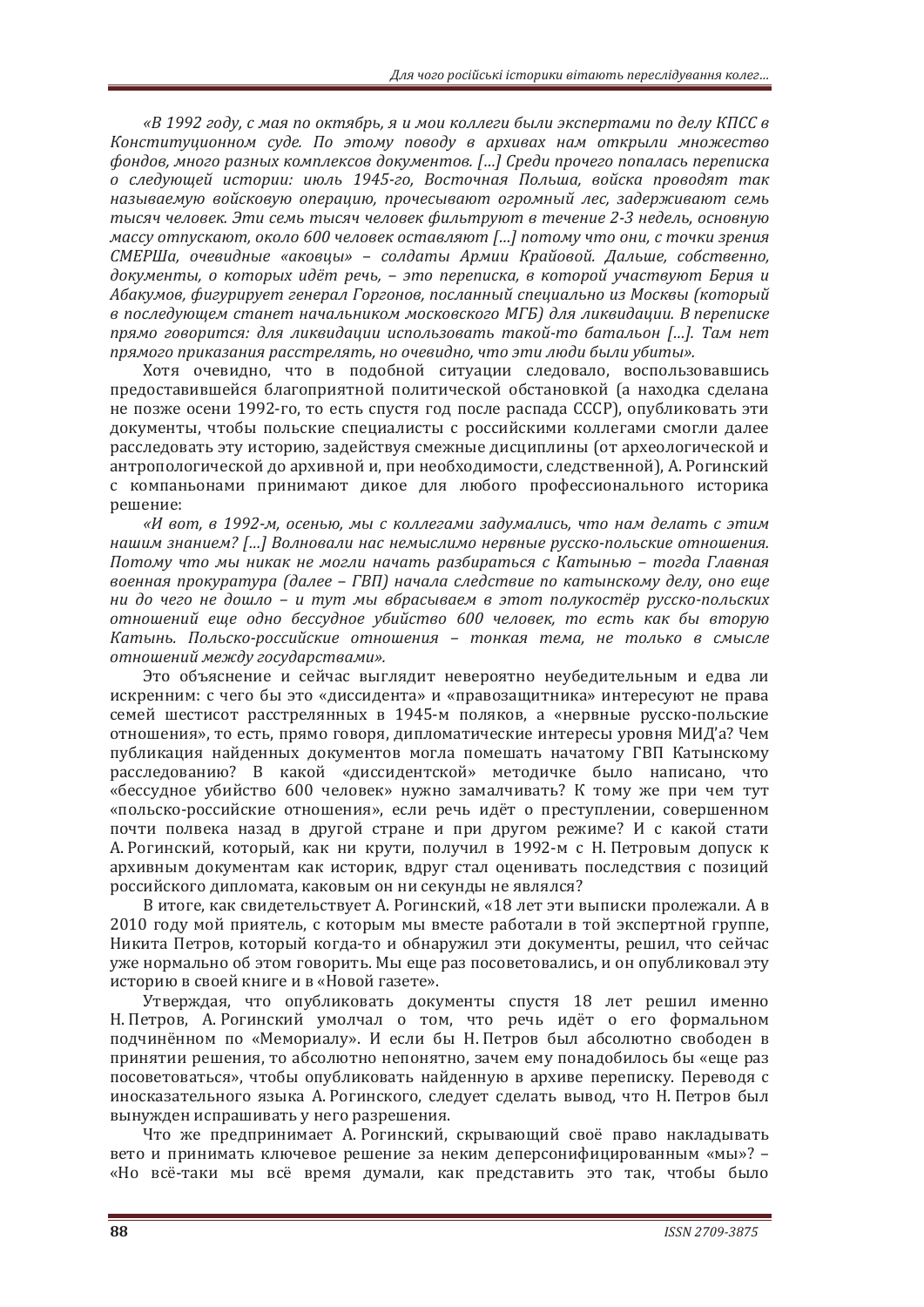*«В 1992 году, с мая по октябрь, я и мои коллеги были экспертами по делу КПСС в Конституционном суде. По этому поводу в архивах нам открыли множество фондов, много разных комплексов документов. [...] Среди прочего попалась переписка о следующей истории: июль 1945-го, Восточная Польша, войска проводят так называемую войсковую операцию, прочесывают огромный лес, задерживают семь тысяч человек. Эти семь тысяч человек фильтруют в течение 2-3 недель, основную массу отпускают, около 600 человек оставляют [...] потому что они, с точки зрения СМЕРШа, очевидные «аковцы» – солдаты Армии Крайовой. Дальше, собственно, документы, о которых идёт речь, – это переписка, в которой участвуют Берия и Абакумов, фигурирует генерал Горгонов, посланный специально из Москвы (который в последующем станет начальником московского МГБ) для ликвидации. В переписке прямо говорится: для ликвидации использовать такой-то батальон [...]. Там нет прямого приказания расстрелять, но очевидно, что эти люди были убиты».*

Хотя очевидно, что в подобной ситуации следовало, воспользовавшись предоставившейся благоприятной политической обстановкой (а находка сделана не позже осени 1992-го, то есть спустя год после распада СССР), опубликовать эти документы, чтобы польские специалисты с российскими коллегами смогли далее расследовать эту историю, задействуя смежные дисциплины (от археологической и антропологической до архивной и, при необходимости, следственной), А. Рогинский с компаньонами принимают дикое для любого профессионального историка решение:

*«И вот, в 1992-м, осенью, мы с коллегами задумались, что нам делать с этим нашим знанием? [...] Волновали нас немыслимо нервные русско-польские отношения. Потому что мы никак не могли начать разбираться с Катынью – тогда Главная военная прокуратура (далее – ГВП) начала следствие по катынскому делу, оно еще ни до чего не дошло – и тут мы вбрасываем в этот полукостёр русско-польских отношений еще одно бессудное убийство 600 человек, то есть как бы вторую Катынь. Польско-российские отношения – тонкая тема, не только в смысле отношений между государствами».*

Это объяснение и сейчас выглядит невероятно неубедительным и едва ли искренним: с чего бы это «диссидента» и «правозащитника» интересуют не права семей шестисот расстрелянных в 1945-м поляков, а «нервные русско-польские отношения», то есть, прямо говоря, дипломатические интересы уровня МИД'а? Чем публикация найденных документов могла помешать начатому ГВП Катынскому расследованию? В какой «диссидентской» методичке было написано, что «бессудное убийство 600 человек» нужно замалчивать? К тому же при чем тут «польско-российские отношения», если речь идёт о преступлении, совершенном почти полвека назад в другой стране и при другом режиме? И с какой стати А. Рогинский, который, как ни крути, получил в 1992-м с Н. Петровым допуск к архивным документам как историк, вдруг стал оценивать последствия с позиций российского дипломата, каковым он ни секунды не являлся?

В итоге, как свидетельствует А. Рогинский, «18 лет эти выписки пролежали. А в 2010 году мой приятель, с которым мы вместе работали в той экспертной группе, Никита Петров, который когда-то и обнаружил эти документы, решил, что сейчас уже нормально об этом говорить. Мы еще раз посоветовались, и он опубликовал эту историю в своей книге и в «Новой газете».

Утверждая, что опубликовать документы спустя 18 лет решил именно Н. Петров, А. Рогинский умолчал о том, что речь идёт о его формальном подчинённом по «Мемориалу». И если бы Н. Петров был абсолютно свободен в принятии решения, то абсолютно непонятно, зачем ему понадобилось бы «еще раз посоветоваться», чтобы опубликовать найденную в архиве переписку. Переводя с иносказательного языка А. Рогинского, следует сделать вывод, что Н. Петров был вынужден испрашивать у него разрешения.

Что же предпринимает А. Рогинский, скрывающий своё право накладывать вето и принимать ключевое решение за неким деперсонифицированным «мы»? – «Но всё-таки мы всё время думали, как представить это так, чтобы было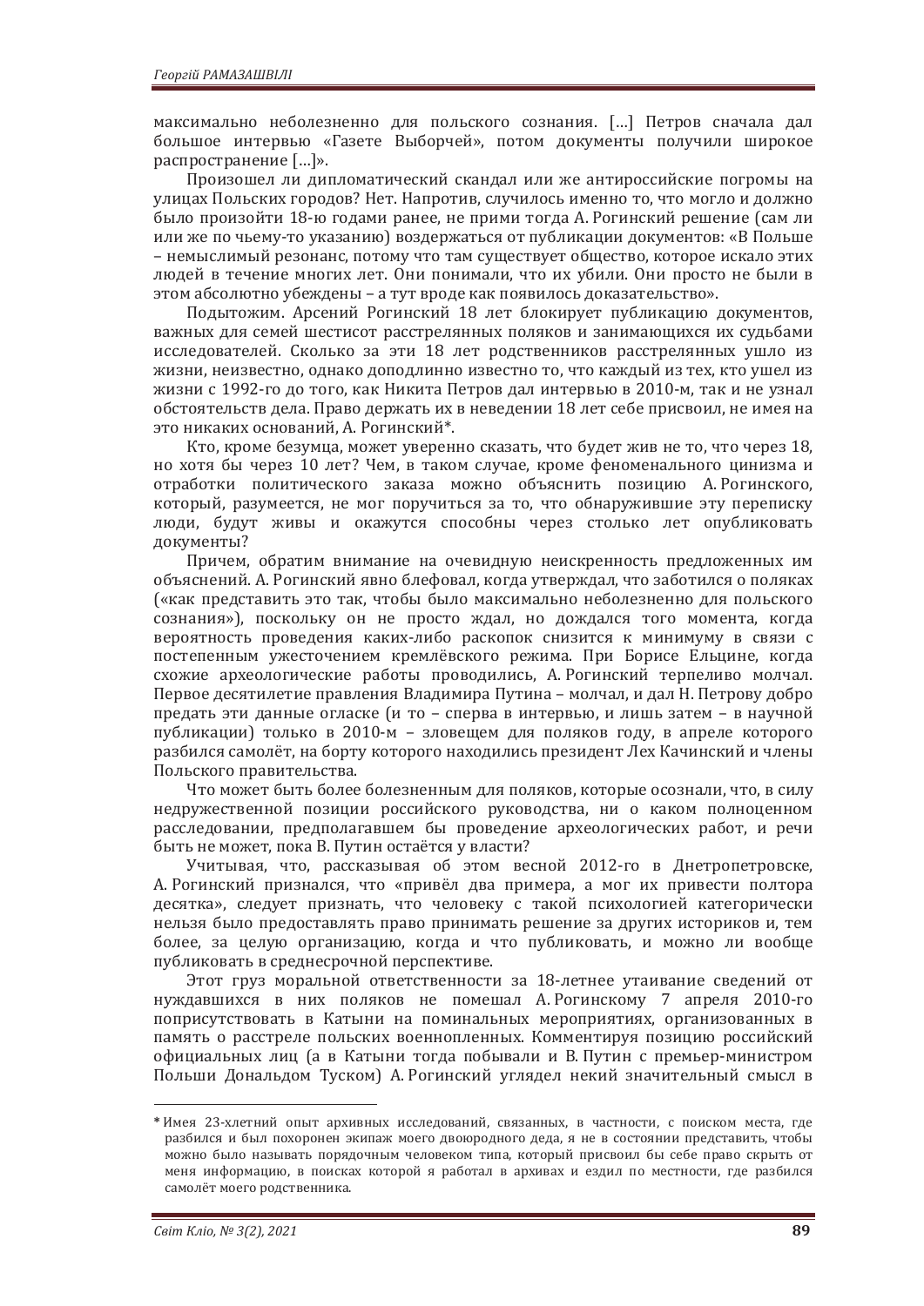максимально неболезненно для польского сознания. […] Петров сначала дал большое интервью «Газете Выборчей», потом документы получили широкое распространение […]».

Произошел ли дипломатический скандал или же антироссийские погромы на улицах Польских городов? Нет. Напротив, случилось именно то, что могло и должно было произойти 18-ю годами ранее, не прими тогда А. Рогинский решение (сам ли или же по чьему-то указанию) воздержаться от публикации документов: «В Польше – немыслимый резонанс, потому что там существует общество, которое искало этих людей в течение многих лет. Они понимали, что их убили. Они просто не были в этом абсолютно убеждены – а тут вроде как появилось доказательство».

Подытожим. Арсений Рогинский 18 лет блокирует публикацию документов, важных для семей шестисот расстрелянных поляков и занимающихся их судьбами исследователей. Сколько за эти 18 лет родственников расстрелянных ушло из жизни, неизвестно, однако доподлинно известно то, что каждый из тех, кто ушел из жизни с 1992-го до того, как Никита Петров дал интервью в 2010-м, так и не узнал обстоятельств дела. Право держать их в неведении 18 лет себе присвоил, не имея на это никаких оснований, А. Рогинский*.

Кто, кроме безумца, может уверенно сказать, что будет жив не то, что через 18, но хотя бы через 10 лет? Чем, в таком случае, кроме феноменального цинизма и отработки политического заказа можно объяснить позицию А. Рогинского, который, разумеется, не мог поручиться за то, что обнаружившие эту переписку люди, будут живы и окажутся способны через столько лет опубликовать документы?

Причем, обратим внимание на очевидную неискренность предложенных им объяснений. А. Рогинский явно блефовал, когда утверждал, что заботился о поляках («как представить это так, чтобы было максимально неболезненно для польского сознания»), поскольку он не просто ждал, но дождался того момента, когда вероятность проведения каких-либо раскопок снизится к минимуму в связи с постепенным ужесточением кремлёвского режима. При Борисе Ельцине, когда схожие археологические работы проводились, А. Рогинский терпеливо молчал. Первое десятилетие правления Владимира Путина – молчал, и дал Н. Петрову добро предать эти данные огласке (и то – сперва в интервью, и лишь затем – в научной публикации) только в 2010-м – зловещем для поляков году, в апреле которого разбился самолёт, на борту которого находились президент Лех Качинский и члены Польского правительства.

Что может быть более болезненным для поляков, которые осознали, что, в силу недружественной позиции российского руководства, ни о каком полноценном расследовании, предполагавшем бы проведение археологических работ, и речи быть не может, пока В. Путин остаётся у власти?

Учитывая, что, рассказывая об этом весной 2012-го в Днетропетровске, А. Рогинский признался, что «привёл два примера, а мог их привести полтора десятка», следует признать, что человеку с такой психологией категорически нельзя было предоставлять право принимать решение за других историков и, тем более, за целую организацию, когда и что публиковать, и можно ли вообще публиковать в среднесрочной перспективе.

Этот груз моральной ответственности за 18-летнее утаивание сведений от нуждавшихся в них поляков не помешал А. Рогинскому 7 апреля 2010-го поприсутствовать в Катыни на поминальных мероприятиях, организованных в память о расстреле польских военнопленных. Комментируя позицию российский официальных лиц (а в Катыни тогда побывали и В. Путин с премьер-министром Польши Дональдом Туском) А. Рогинский углядел некий значительный смысл в

---

* Имея 23-хлетний опыт архивных исследований, связанных, в частности, с поиском места, где разбился и был похоронен экипаж моего двоюродного деда, я не в состоянии представить, чтобы можно было называть порядочным человеком типа, который присвоил бы себе право скрыть от меня информацию, в поисках которой я работал в архивах и ездил по местности, где разбился самолёт моего родственника.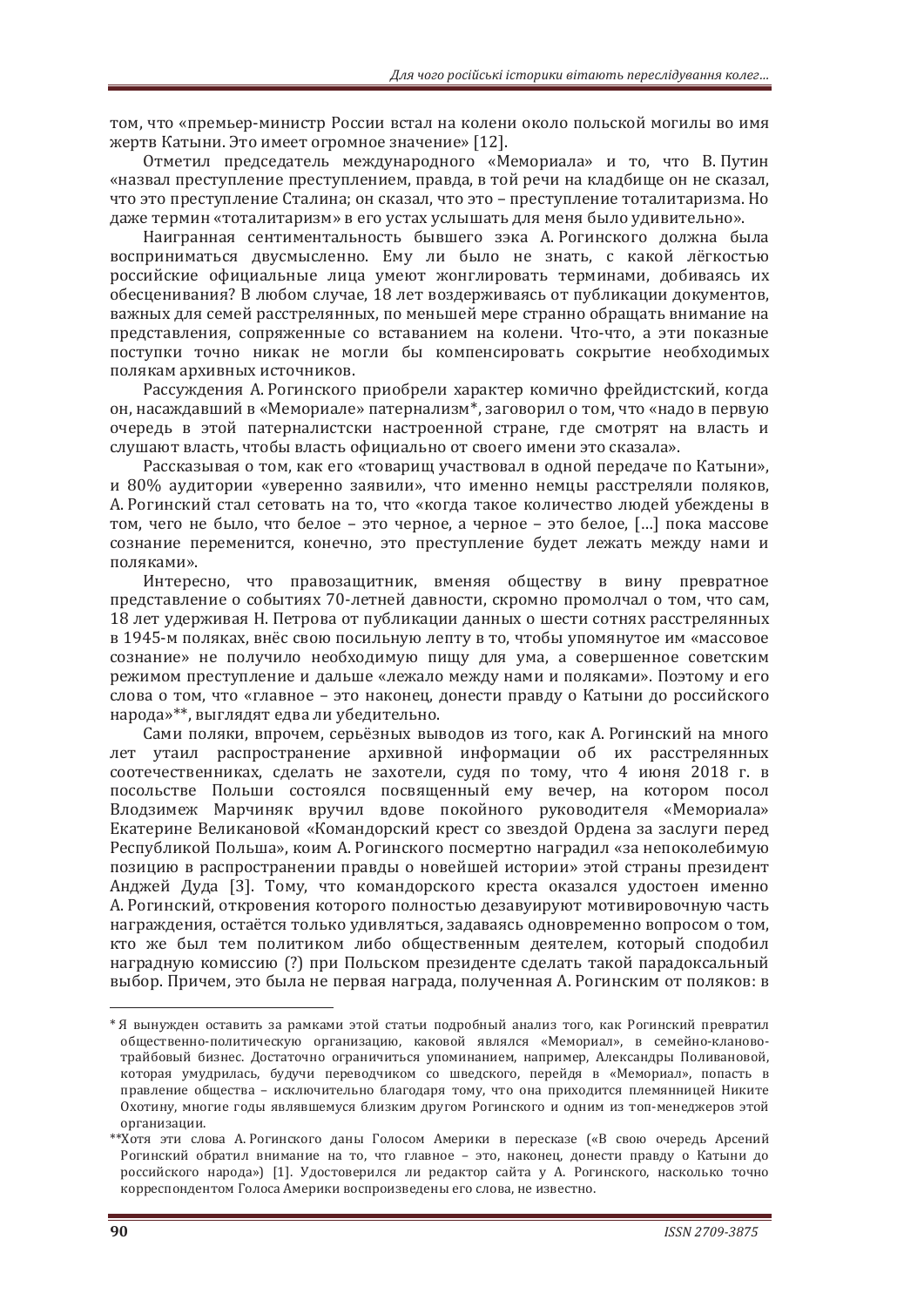том, что «премьер-министр России встал на колени около польской могилы во имя жертв Катыни. Это имеет огромное значение» [12].

Отметил председатель международного «Мемориала» и то, что В. Путин «назвал преступление преступлением, правда, в той речи на кладбище он не сказал, что это преступление Сталина; он сказал, что это – преступление тоталитаризма. Но даже термин «тоталитаризм» в его устах услышать для меня было удивительно».

Наигранная сентиментальность бывшего зэка А. Рогинского должна была восприниматься двусмысленно. Ему ли было не знать, с какой лёгкостью российские официальные лица умеют жонглировать терминами, добиваясь их обесценивания? В любом случае, 18 лет воздерживаясь от публикации документов, важных для семей расстрелянных, по меньшей мере странно обращать внимание на представления, сопряженные со вставанием на колени. Что-что, а эти показные поступки точно никак не могли бы компенсировать сокрытие необходимых полякам архивных источников.

Рассуждения А. Рогинского приобрели характер комично фрейдистский, когда он, насаждавший в «Мемориале» патернализм*, заговорил о том, что «надо в первую очередь в этой патерналистски настроенной стране, где смотрят на власть и слушают власть, чтобы власть официально от своего имени это сказала».

Рассказывая о том, как его «товарищ участвовал в одной передаче по Катыни», и 80% аудитории «уверенно заявили», что именно немцы расстреляли поляков, А. Рогинский стал сетовать на то, что «когда такое количество людей убеждены в том, чего не было, что белое – это черное, а черное – это белое, […] пока массове сознание переменится, конечно, это преступление будет лежать между нами и поляками».

Интересно, что правозащитник, вменяя обществу в вину превратное представление о событиях 70-летней давности, скромно промолчал о том, что сам, 18 лет удерживая Н. Петрова от публикации данных о шести сотнях расстрелянных в 1945-м поляках, внёс свою посильную лепту в то, чтобы упомянутое им «массовое сознание» не получило необходимую пищу для ума, а совершенное советским режимом преступление и дальше «лежало между нами и поляками». Поэтому и его слова о том, что «главное – это наконец, донести правду о Катыни до российского народа»**, выглядят едва ли убедительно.

Сами поляки, впрочем, серьёзных выводов из того, как А. Рогинский на много лет утаил распространение архивной информации об их расстрелянных соотечественниках, сделать не захотели, судя по тому, что 4 июня 2018 г. в посольстве Польши состоялся посвященный ему вечер, на котором посол Влодзимеж Марчиняк вручил вдове покойного руководителя «Мемориала» Екатерине Великановой «Командорский крест со звездой Ордена за заслуги перед Республикой Польша», коим А. Рогинского посмертно наградил «за непоколебимую позицию в распространении правды о новейшей истории» этой страны президент Анджей Дуда [3]. Тому, что командорского креста оказался удостоен именно А. Рогинский, откровения которого полностью дезавуируют мотивировочную часть награждения, остаётся только удивляться, задаваясь одновременно вопросом о том, кто же был тем политиком либо общественным деятелем, который сподобил наградную комиссию (?) при Польском президенте сделать такой парадоксальный выбор. Причем, это была не первая награда, полученная А. Рогинским от поляков: в

---

\* Я вынужден оставить за рамками этой статьи подробный анализ того, как Рогинский превратил общественно-политическую организацию, каковой являлся «Мемориал», в семейно-кланово-трайбовый бизнес. Достаточно ограничиться упоминанием, например, Александры Поливановой, которая умудрилась, будучи переводчиком со шведского, перейдя в «Мемориал», попасть в правление общества – исключительно благодаря тому, что она приходится племянницей Никите Охотину, многие годы являвшемуся близким другом Рогинского и одним из топ-менеджеров этой организации.

\*\*Хотя эти слова А. Рогинского даны Голосом Америки в пересказе («В свою очередь Арсений Рогинский обратил внимание на то, что главное – это, наконец, донести правду о Катыни до российского народа») [1]. Удостоверился ли редактор сайта у А. Рогинского, насколько точно корреспондентом Голоса Америки воспроизведены его слова, не известно.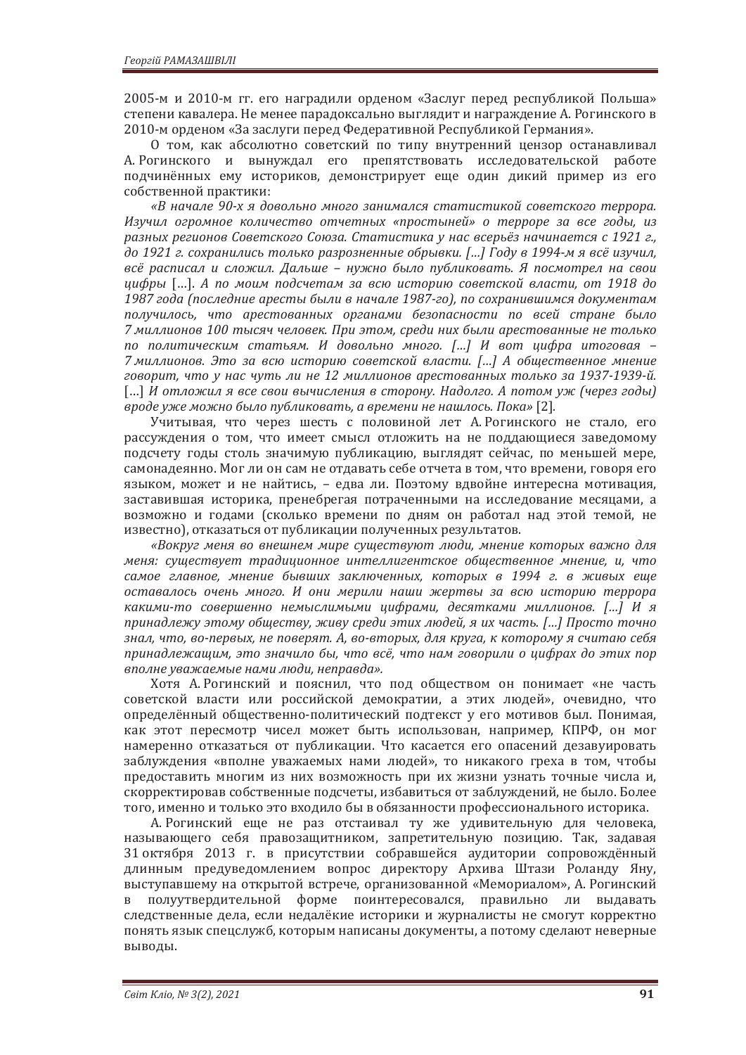2005-м и 2010-м гг. его наградили орденом «Заслуг перед республикой Польша» степени кавалера. Не менее парадоксально выглядит и награждение А. Рогинского в 2010-м орденом «За заслуги перед Федеративной Республикой Германия».

О том, как абсолютно советский по типу внутренний цензор останавливал А. Рогинского и вынуждал его препятствовать исследовательской работе подчинённых ему историков, демонстрирует еще один дикий пример из его собственной практики:

*«В начале 90-х я довольно много занимался статистикой советского террора. Изучил огромное количество отчетных «простыней» о терроре за все годы, из разных регионов Советского Союза. Статистика у нас всерьёз начинается с 1921 г., до 1921 г. сохранились только разрозненные обрывки. [...] Году в 1994-м я всё изучил, всё расписал и сложил. Дальше – нужно было публиковать. Я посмотрел на свои цифры* [...]. *А по моим подсчетам за всю историю советской власти, от 1918 до 1987 года (последние аресты были в начале 1987-го), по сохранившимся документам получилось, что арестованных органами безопасности по всей стране было 7 миллионов 100 тысяч человек. При этом, среди них были арестованные не только по политическим статьям. И довольно много. [...] И вот цифра итоговая – 7 миллионов. Это за всю историю советской власти. [...] А общественное мнение говорит, что у нас чуть ли не 12 миллионов арестованных только за 1937-1939-й.* [...] *И отложил я все свои вычисления в сторону. Надолго. А потом уж (через годы) вроде уже можно было публиковать, а времени не нашлось. Пока»* [2].

Учитывая, что через шесть с половиной лет А. Рогинского не стало, его рассуждения о том, что имеет смысл отложить на не поддающиеся заведомому подсчету годы столь значимую публикацию, выглядят сейчас, по меньшей мере, самонадеянно. Мог ли он сам не отдавать себе отчета в том, что времени, говоря его языком, может и не найтись, – едва ли. Поэтому вдвойне интересна мотивация, заставившая историка, пренебрегая потраченными на исследование месяцами, а возможно и годами (сколько времени по дням он работал над этой темой, не известно), отказаться от публикации полученных результатов.

*«Вокруг меня во внешнем мире существуют люди, мнение которых важно для меня: существует традиционное интеллигентское общественное мнение, и, что самое главное, мнение бывших заключенных, которых в 1994 г. в живых еще оставалось очень много. И они мерили наши жертвы за всю историю террора какими-то совершенно немыслимыми цифрами, десятками миллионов. [...] И я принадлежу этому обществу, живу среди этих людей, я их часть. [...] Просто точно знал, что, во-первых, не поверят. А, во-вторых, для круга, к которому я считаю себя принадлежащим, это значило бы, что всё, что нам говорили о цифрах до этих пор вполне уважаемые нами люди, неправда».*

Хотя А. Рогинский и пояснил, что под обществом он понимает «не часть советской власти или российской демократии, а этих людей», очевидно, что определённый общественно-политический подтекст у его мотивов был. Понимая, как этот пересмотр чисел может быть использован, например, КПРФ, он мог намеренно отказаться от публикации. Что касается его опасений дезавуировать заблуждения «вполне уважаемых нами людей», то никакого греха в том, чтобы предоставить многим из них возможность при их жизни узнать точные числа и, скорректировав собственные подсчеты, избавиться от заблуждений, не было. Более того, именно и только это входило бы в обязанности профессионального историка.

А. Рогинский еще не раз отстаивал ту же удивительную для человека, называющего себя правозащитником, запретительную позицию. Так, задавая 31 октября 2013 г. в присутствии собравшейся аудитории сопровождённый длинным предуведомлением вопрос директору Архива Штази Роланду Яну, выступавшему на открытой встрече, организованной «Мемориалом», А. Рогинский в полуутвердительной форме поинтересовался, правильно ли выдавать следственные дела, если недалёкие историки и журналисты не смогут корректно понять язык спецслужб, которым написаны документы, а потому сделают неверные выводы.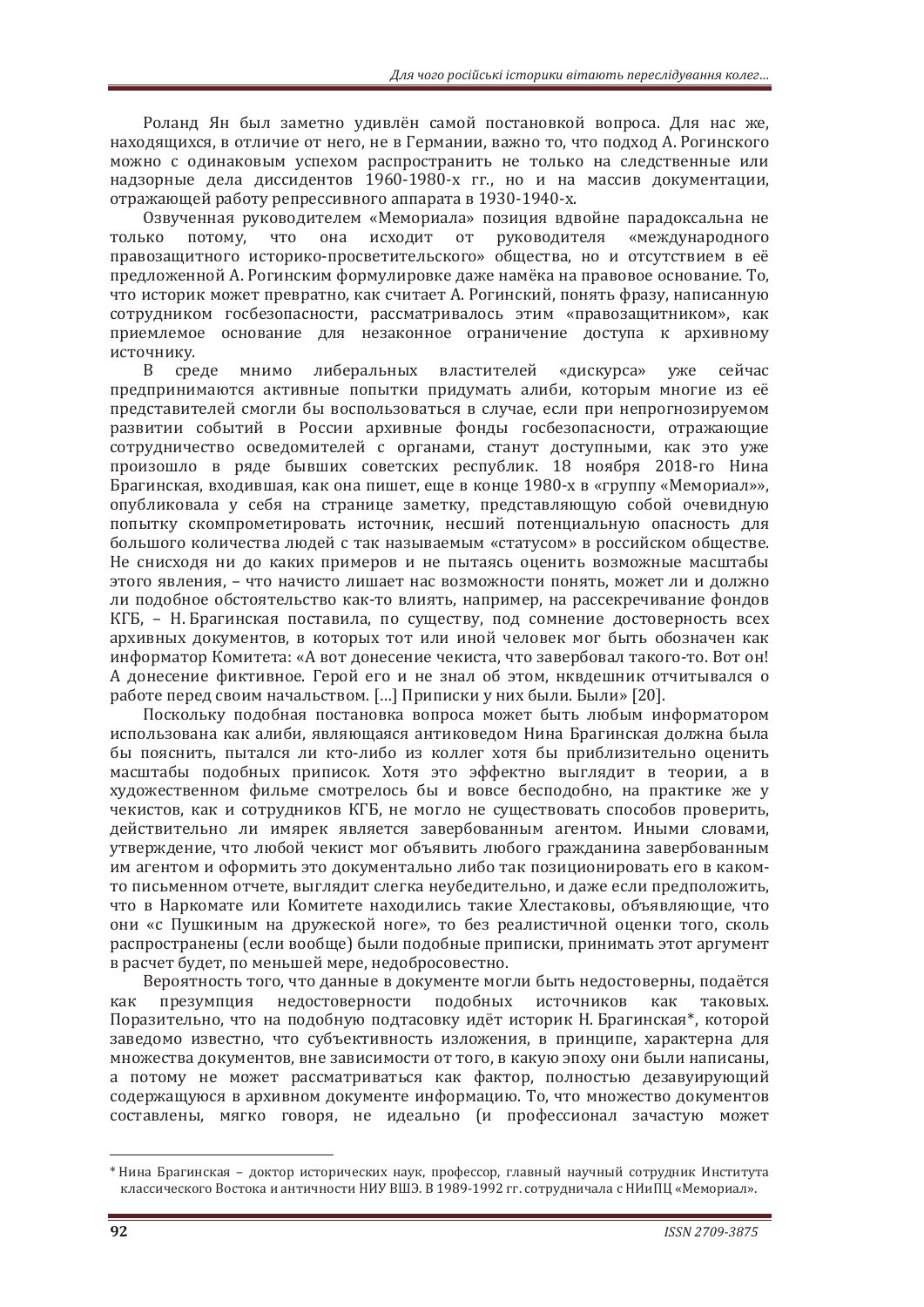Роланд Ян был заметно удивлён самой постановкой вопроса. Для нас же, находящихся, в отличие от него, не в Германии, важно то, что подход А. Рогинского можно с одинаковым успехом распространить не только на следственные или надзорные дела диссидентов 1960-1980-х гг., но и на массив документации, отражающей работу репрессивного аппарата в 1930-1940-х.

Озвученная руководителем «Мемориала» позиция вдвойне парадоксальна не только потому, что она исходит от руководителя «международного правозащитного историко-просветительского» общества, но и отсутствием в её предложенной А. Рогинским формулировке даже намёка на правовое основание. То, что историк может превратно, как считает А. Рогинский, понять фразу, написанную сотрудником госбезопасности, рассматривалось этим «правозащитником», как приемлемое основание для незаконное ограничение доступа к архивному источнику.

В среде мнимо либеральных властителей «дискурса» уже сейчас предпринимаются активные попытки придумать алиби, которым многие из её представителей смогли бы воспользоваться в случае, если при непрогнозируемом развитии событий в России архивные фонды госбезопасности, отражающие сотрудничество осведомителей с органами, станут доступными, как это уже произошло в ряде бывших советских республик. 18 ноября 2018-го Нина Брагинская, входившая, как она пишет, еще в конце 1980-х в «группу «Мемориал»», опубликовала у себя на странице заметку, представляющую собой очевидную попытку скомпрометировать источник, несший потенциальную опасность для большого количества людей с так называемым «статусом» в российском обществе. Не снисходя ни до каких примеров и не пытаясь оценить возможные масштабы этого явления, – что начисто лишает нас возможности понять, может ли и должно ли подобное обстоятельство как-то влиять, например, на рассекречивание фондов КГБ, – Н. Брагинская поставила, по существу, под сомнение достоверность всех архивных документов, в которых тот или иной человек мог быть обозначен как информатор Комитета: «А вот донесение чекиста, что завербовал такого-то. Вот он! А донесение фиктивное. Герой его и не знал об этом, нквдешник отчитывался о работе перед своим начальством. […] Приписки у них были. Были» [20].

Поскольку подобная постановка вопроса может быть любым информатором использована как алиби, являющаяся антиковедом Нина Брагинская должна была бы пояснить, пытался ли кто-либо из коллег хотя бы приблизительно оценить масштабы подобных приписок. Хотя это эффектно выглядит в теории, а в художественном фильме смотрелось бы и вовсе бесподобно, на практике же у чекистов, как и сотрудников КГБ, не могло не существовать способов проверить, действительно ли имярек является завербованным агентом. Иными словами, утверждение, что любой чекист мог объявить любого гражданина завербованным им агентом и оформить это документально либо так позиционировать его в каком-то письменном отчете, выглядит слегка неубедительно, и даже если предположить, что в Наркомате или Комитете находились такие Хлестаковы, объявляющие, что они «с Пушкиным на дружеской ноге», то без реалистичной оценки того, сколь распространены (если вообще) были подобные приписки, принимать этот аргумент в расчет будет, по меньшей мере, недобросовестно.

Вероятность того, что данные в документе могли быть недостоверны, подаётся как презумпция недостоверности подобных источников как таковых. Поразительно, что на подобную подтасовку идёт историк Н. Брагинская*, которой заведомо известно, что субъективность изложения, в принципе, характерна для множества документов, вне зависимости от того, в какую эпоху они были написаны, а потому не может рассматриваться как фактор, полностью дезавуирующий содержащуюся в архивном документе информацию. То, что множество документов составлены, мягко говоря, не идеально (и профессионал зачастую может

---

* Нина Брагинская – доктор исторических наук, профессор, главный научный сотрудник Института классического Востока и античности НИУ ВШЭ. В 1989-1992 гг. сотрудничала с НИиПЦ «Мемориал».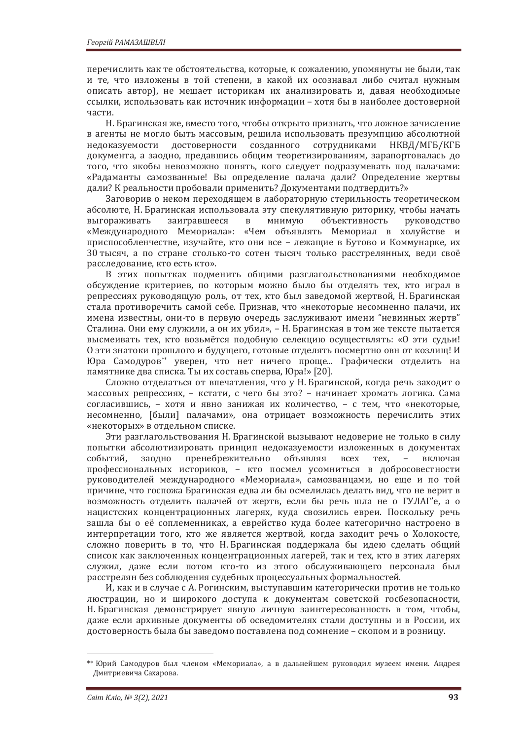перечислить как те обстоятельства, которые, к сожалению, упомянуты не были, так и те, что изложены в той степени, в какой их осознавал либо считал нужным описать автор), не мешает историкам их анализировать и, давая необходимые ссылки, использовать как источник информации – хотя бы в наиболее достоверной части.

Н. Брагинская же, вместо того, чтобы открыто признать, что ложное зачисление в агенты не могло быть массовым, решила использовать презумпцию абсолютной недоказуемости достоверности созданного сотрудниками НКВД/МГБ/КГБ документа, а заодно, предавшись общим теоретизированиям, зарапортовалась до того, что якобы невозможно понять, кого следует подразумевать под палачами: «Радаманты самозванные! Вы определение палача дали? Определение жертвы дали? К реальности пробовали применить? Документами подтвердить?»

Заговорив о неком переходящем в лабораторную стерильность теоретическом абсолюте, Н. Брагинская использовала эту спекулятивную риторику, чтобы начать выгораживать заигравшееся в мнимую объективность руководство «Международного Мемориала»: «Чем объявлять Мемориал в холуйстве и приспособленчестве, изучайте, кто они все – лежащие в Бутово и Коммунарке, их 30 тысяч, а по стране столько-то сотен тысяч только расстрелянных, веди своё расследование, кто есть кто».

В этих попытках подменить общими разглагольствованиями необходимое обсуждение критериев, по которым можно было бы отделять тех, кто играл в репрессиях руководящую роль, от тех, кто был заведомой жертвой, Н. Брагинская стала противоречить самой себе. Признав, что «некоторые несомненно палачи, их имена известны, они-то в первую очередь заслуживают имени "невинных жертв" Сталина. Они ему служили, а он их убил», – Н. Брагинская в том же тексте пытается высмеивать тех, кто возьмётся подобную селекцию осуществлять: «О эти судьи! О эти знатоки прошлого и будущего, готовые отделять посмертно овн от козлищ! И Юра Самодуров** уверен, что нет ничего проще... Графически отделить на памятнике два списка. Ты их составь сперва, Юра!» [20].

Сложно отделаться от впечатления, что у Н. Брагинской, когда речь заходит о массовых репрессиях, – кстати, с чего бы это? – начинает хромать логика. Сама согласившись, – хотя и явно занижая их количество, – с тем, что «некоторые, несомненно, [были] палачами», она отрицает возможность перечислить этих «некоторых» в отдельном списке.

Эти разглагольствования Н. Брагинской вызывают недоверие не только в силу попытки абсолютизировать принцип недоказуемости изложенных в документах событий, заодно пренебрежительно объявляя всех тех, – включая профессиональных историков, – кто посмел усомниться в добросовестности руководителей международного «Мемориала», самозванцами, но еще и по той причине, что госпожа Брагинская едва ли бы осмелилась делать вид, что не верит в возможность отделить палачей от жертв, если бы речь шла не о ГУЛАГ'е, а о нацистских концентрационных лагерях, куда свозились евреи. Поскольку речь зашла бы о её соплеменниках, а еврейство куда более категорично настроено в интерпретации того, кто же является жертвой, когда заходит речь о Холокосте, сложно поверить в то, что Н. Брагинская поддержала бы идею сделать общий список как заключенных концентрационных лагерей, так и тех, кто в этих лагерях служил, даже если потом кто-то из этого обслуживающего персонала был расстрелян без соблюдения судебных процессуальных формальностей.

И, как и в случае с А. Рогинским, выступавшим категорически против не только люстрации, но и широкого доступа к документам советской госбезопасности, Н. Брагинская демонстрирует явную личную заинтересованность в том, чтобы, даже если архивные документы об осведомителях стали доступны и в России, их достоверность была бы заведомо поставлена под сомнение – скопом и в розницу.

---

** Юрий Самодуров был членом «Мемориала», а в дальнейшем руководил музеем имени. Андрея Дмитриевича Сахарова.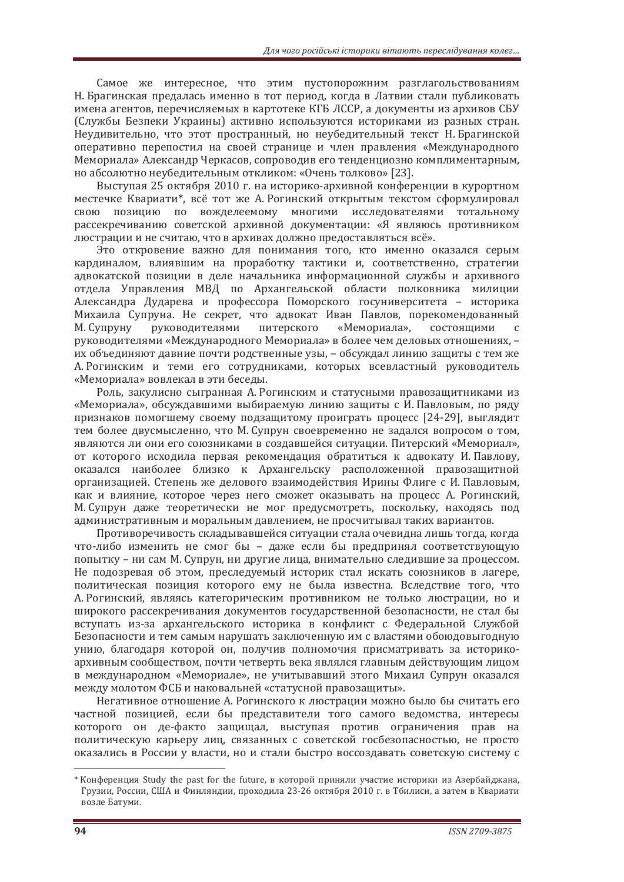Самое же интересное, что этим пустопорожним разглагольствованиям Н. Брагинская предалась именно в тот период, когда в Латвии стали публиковать имена агентов, перечисляемых в картотеке КГБ ЛССР, а документы из архивов СБУ (Службы Безпеки Украины) активно используются историками из разных стран. Неудивительно, что этот пространный, но неубедительный текст Н. Брагинской оперативно перепостил на своей странице и член правления «Международного Мемориала» Александр Черкасов, сопроводив его тенденциозно комплиментарным, но абсолютно неубедительным откликом: «Очень толково» [23].

Выступая 25 октября 2010 г. на историко-архивной конференции в курортном местечке Квариати*, всё тот же А. Рогинский открытым текстом сформулировал свою позицию по вожделеемому многими исследователями тотальному рассекречиванию советской архивной документации: «Я являюсь противником люстрации и не считаю, что в архивах должно предоставляться всё».

Это откровение важно для понимания того, кто именно оказался серым кардиналом, влиявшим на проработку тактики и, соответственно, стратегии адвокатской позиции в деле начальника информационной службы и архивного отдела Управления МВД по Архангельской области полковника милиции Александра Дударева и профессора Поморского госуниверситета – историка Михаила Супруна. Не секрет, что адвокат Иван Павлов, порекомендованный М. Супруну руководителями питерского «Мемориала», состоящими с руководителями «Международного Мемориала» в более чем деловых отношениях, – их объединяют давние почти родственные узы, – обсуждал линию защиты с тем же А. Рогинским и теми его сотрудниками, которых всевластный руководитель «Мемориала» вовлекал в эти беседы.

Роль, закулисно сыгранная А. Рогинским и статусными правозащитниками из «Мемориала», обсуждавшими выбираемую линию защиты с И. Павловым, по ряду признаков помогшему своему подзащитому проиграть процесс [24-29], выглядит тем более двусмысленно, что М. Супрун своевременно не задался вопросом о том, являются ли они его союзниками в создавшейся ситуации. Питерский «Мемориал», от которого исходила первая рекомендация обратиться к адвокату И. Павлову, оказался наиболее близко к Архангельску расположенной правозащитной организацией. Степень же делового взаимодействия Ирины Флиге с И. Павловым, как и влияние, которое через него сможет оказывать на процесс А. Рогинский, М. Супрун даже теоретически не мог предусмотреть, поскольку, находясь под административным и моральным давлением, не просчитывал таких вариантов.

Противоречивость складывавшейся ситуации стала очевидна лишь тогда, когда что-либо изменить не смог бы – даже если бы предпринял соответствующую попытку – ни сам М. Супрун, ни другие лица, внимательно следившие за процессом. Не подозревая об этом, преследуемый историк стал искать союзников в лагере, политическая позиция которого ему не была известна. Вследствие того, что А. Рогинский, являясь категорическим противником не только люстрации, но и широкого рассекречивания документов государственной безопасности, не стал бы вступать из-за архангельского историка в конфликт с Федеральной Службой Безопасности и тем самым нарушать заключенную им с властями обоюдовыгодную унию, благодаря которой он, получив полномочия присматривать за историко-архивным сообществом, почти четверть века являлся главным действующим лицом в международном «Мемориале», не учитывавший этого Михаил Супрун оказался между молотом ФСБ и наковальней «статусной правозащиты».

Негативное отношение А. Рогинского к люстрации можно было бы считать его частной позицией, если бы представители того самого ведомства, интересы которого он де-факто защищал, выступая против ограничения прав на политическую карьеру лиц, связанных с советской госбезопасностью, не просто оказались в России у власти, но и стали быстро воссоздавать советскую систему с

---

* Конференция Study the past for the future, в которой приняли участие историки из Азербайджана, Грузии, России, США и Финляндии, проходила 23-26 октября 2010 г. в Тбилиси, а затем в Квариати возле Батуми.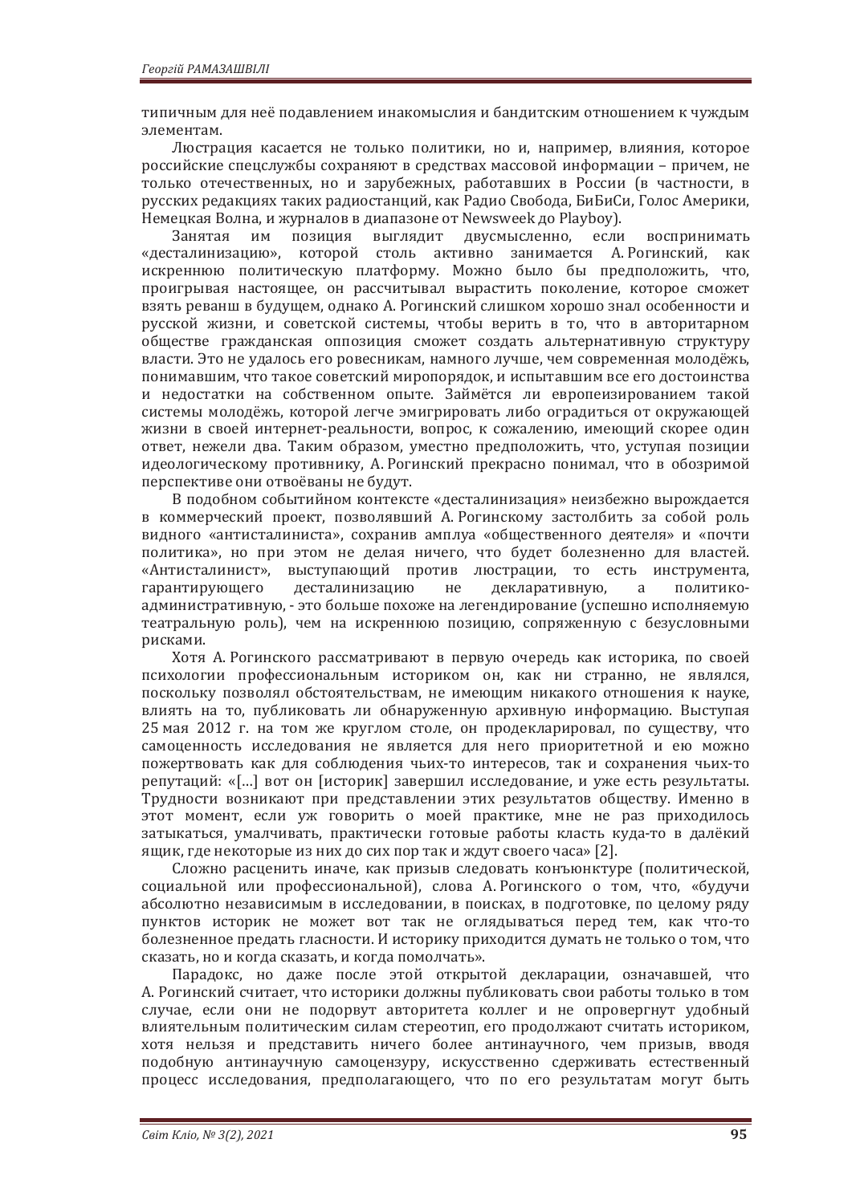типичным для неё подавлением инакомыслия и бандитским отношением к чуждым элементам.

Люстрация касается не только политики, но и, например, влияния, которое российские спецслужбы сохраняют в средствах массовой информации – причем, не только отечественных, но и зарубежных, работавших в России (в частности, в русских редакциях таких радиостанций, как Радио Свобода, БиБиСи, Голос Америки, Немецкая Волна, и журналов в диапазоне от Newsweek до Playboy).

Занятая им позиция выглядит двусмысленно, если воспринимать «десталинизацию», которой столь активно занимается А. Рогинский, как искреннюю политическую платформу. Можно было бы предположить, что, проигрывая настоящее, он рассчитывал вырастить поколение, которое сможет взять реванш в будущем, однако А. Рогинский слишком хорошо знал особенности и русской жизни, и советской системы, чтобы верить в то, что в авторитарном обществе гражданская оппозиция сможет создать альтернативную структуру власти. Это не удалось его ровесникам, намного лучше, чем современная молодёжь, понимавшим, что такое советский миропорядок, и испытавшим все его достоинства и недостатки на собственном опыте. Займётся ли европеизированием такой системы молодёжь, которой легче эмигрировать либо оградиться от окружающей жизни в своей интернет-реальности, вопрос, к сожалению, имеющий скорее один ответ, нежели два. Таким образом, уместно предположить, что, уступая позиции идеологическому противнику, А. Рогинский прекрасно понимал, что в обозримой перспективе они отвоёваны не будут.

В подобном событийном контексте «десталинизация» неизбежно вырождается в коммерческий проект, позволявший А. Рогинскому застолбить за собой роль видного «антисталиниста», сохранив амплуа «общественного деятеля» и «почти политика», но при этом не делая ничего, что будет болезненно для властей. «Антисталинист», выступающий против люстрации, то есть инструмента, гарантирующего десталинизацию не декларативную, а политико-административную, - это больше похоже на легендирование (успешно исполняемую театральную роль), чем на искреннюю позицию, сопряженную с безусловными рисками.

Хотя А. Рогинского рассматривают в первую очередь как историка, по своей психологии профессиональным историком он, как ни странно, не являлся, поскольку позволял обстоятельствам, не имеющим никакого отношения к науке, влиять на то, публиковать ли обнаруженную архивную информацию. Выступая 25 мая 2012 г. на том же круглом столе, он продекларировал, по существу, что самоценность исследования не является для него приоритетной и ею можно пожертвовать как для соблюдения чьих-то интересов, так и сохранения чьих-то репутаций: «[…] вот он [историк] завершил исследование, и уже есть результаты. Трудности возникают при представлении этих результатов обществу. Именно в этот момент, если уж говорить о моей практике, мне не раз приходилось затыкаться, умалчивать, практически готовые работы класть куда-то в далёкий ящик, где некоторые из них до сих пор так и ждут своего часа» [2].

Сложно расценить иначе, как призыв следовать конъюнктуре (политической, социальной или профессиональной), слова А. Рогинского о том, что, «будучи абсолютно независимым в исследовании, в поисках, в подготовке, по целому ряду пунктов историк не может вот так не оглядываться перед тем, как что-то болезненное предать гласности. И историку приходится думать не только о том, что сказать, но и когда сказать, и когда помолчать».

Парадокс, но даже после этой открытой декларации, означавшей, что А. Рогинский считает, что историки должны публиковать свои работы только в том случае, если они не подорвут авторитета коллег и не опровергнут удобный влиятельным политическим силам стереотип, его продолжают считать историком, хотя нельзя и представить ничего более антинаучного, чем призыв, вводя подобную антинаучную самоцензуру, искусственно сдерживать естественный процесс исследования, предполагающего, что по его результатам могут быть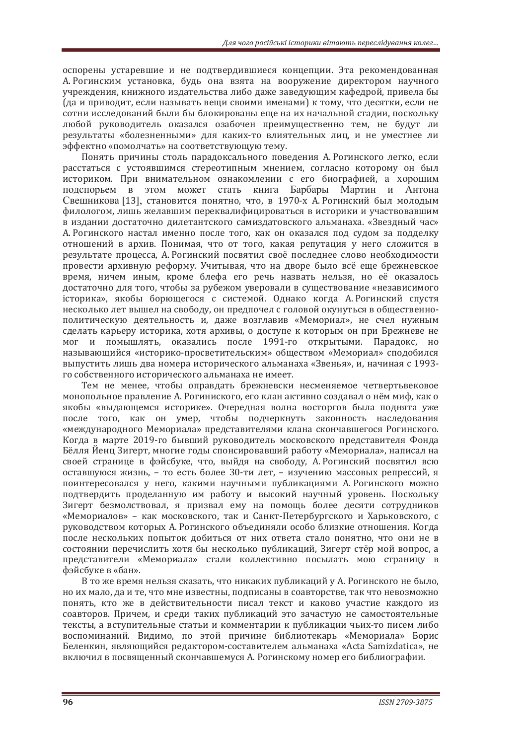оспорены устаревшие и не подтвердившиеся концепции. Эта рекомендованная А. Рогинским установка, будь она взята на вооружение директором научного учреждения, книжного издательства либо даже заведующим кафедрой, привела бы (да и приводит, если называть вещи своими именами) к тому, что десятки, если не сотни исследований были бы блокированы еще на их начальной стадии, поскольку любой руководитель оказался озабочен преимущественно тем, не будут ли результаты «болезненными» для каких-то влиятельных лиц, и не уместнее ли эффектно «помолчать» на соответствующую тему.

Понять причины столь парадоксального поведения А. Рогинского легко, если расстаться с устоявшимся стереотипным мнением, согласно которому он был историком. При внимательном ознакомлении с его биографией, а хорошим подспорьем в этом может стать книга Барбары Мартин и Антона Свешникова [13], становится понятно, что, в 1970-х А. Рогинский был молодым филологом, лишь желавшим переквалифицироваться в историки и участвовавшим в издании достаточно дилетантского самиздатовского альманаха. «Звездный час» А. Рогинского настал именно после того, как он оказался под судом за подделку отношений в архив. Понимая, что от того, какая репутация у него сложится в результате процесса, А. Рогинский посвятил своё последнее слово необходимости провести архивную реформу. Учитывая, что на дворе было всё еще брежневское время, ничем иным, кроме блефа его речь назвать нельзя, но её оказалось достаточно для того, чтобы за рубежом уверовали в существование «независимого історика», якобы борющегося с системой. Однако когда А. Рогинский спустя несколько лет вышел на свободу, он предпочел с головой окунуться в общественно-политическую деятельность и, даже возглавив «Мемориал», не счел нужным сделать карьеру историка, хотя архивы, о доступе к которым он при Брежневе не мог и помышлять, оказались после 1991-го открытыми. Парадокс, но называющийся «историко-просветительским» обществом «Мемориал» сподобился выпустить лишь два номера исторического альманаха «Звенья», и, начиная с 1993-го собственного исторического альманаха не имеет.

Тем не менее, чтобы оправдать брежневски несменяемое четвертьвековое монопольное правление А. Рогиниского, его клан активно создавал о нём миф, как о якобы «выдающемся историке». Очередная волна восторгов была поднята уже после того, как он умер, чтобы подчеркнуть законность наследования «международного Мемориала» представителями клана скончавшегося Рогинского. Когда в марте 2019-го бывший руководитель московского представителя Фонда Бёлля Йенц Зигерт, многие годы спонсировавший работу «Мемориала», написал на своей странице в фэйсбуке, что, выйдя на свободу, А. Рогинский посвятил всю оставшуюся жизнь, – то есть более 30-ти лет, – изучению массовых репрессий, я поинтересовался у него, какими научными публикациями А. Рогинского можно подтвердить проделанную им работу и высокий научный уровень. Поскольку Зигерт безмолствовал, я призвал ему на помощь более десяти сотрудников «Мемориалов» – как московского, так и Санкт-Петербургского и Харьковского, с руководством которых А. Рогинского объединяли особо близкие отношения. Когда после нескольких попыток добиться от них ответа стало понятно, что они не в состоянии перечислить хотя бы несколько публикаций, Зигерт стёр мой вопрос, а представители «Мемориала» стали коллективно посылать мою страницу в фэйсбуке в «бан».

В то же время нельзя сказать, что никаких публикаций у А. Рогинского не было, но их мало, да и те, что мне известны, подписаны в соавторстве, так что невозможно понять, кто же в действительности писал текст и каково участие каждого из соавторов. Причем, и среди таких публикаций это зачастую не самостоятельные тексты, а вступительные статьи и комментарии к публикации чьих-то писем либо воспоминаний. Видимо, по этой причине библиотекарь «Мемориала» Борис Беленкин, являющийся редактором-составителем альманаха «Acta Samizdatica», не включил в посвященный скончавшемуся А. Рогинскому номер его библиографии.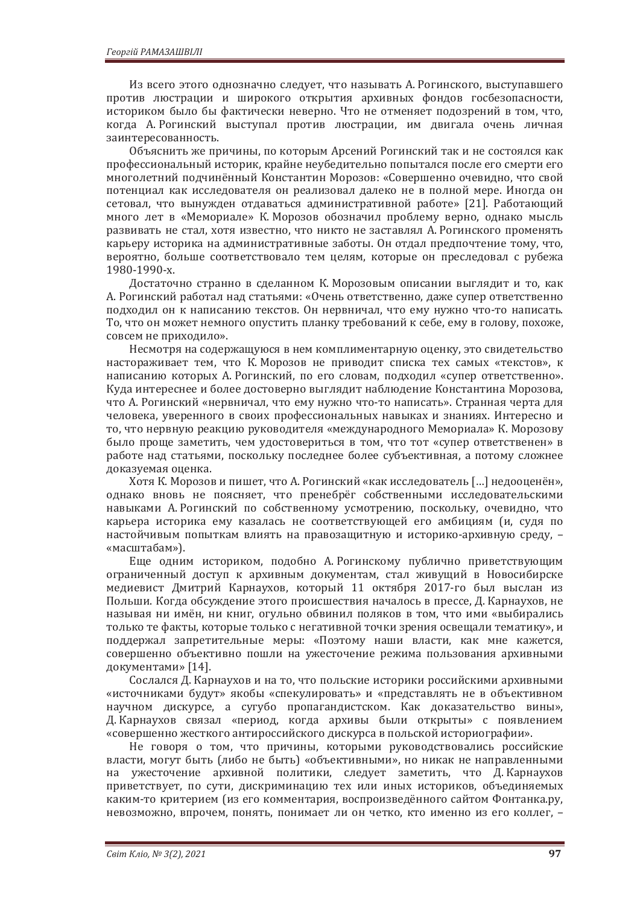Из всего этого однозначно следует, что называть А. Рогинского, выступавшего против люстрации и широкого открытия архивных фондов госбезопасности, историком было бы фактически неверно. Что не отменяет подозрений в том, что, когда А. Рогинский выступал против люстрации, им двигала очень личная заинтересованность.

Объяснить же причины, по которым Арсений Рогинский так и не состоялся как профессиональный историк, крайне неубедительно попытался после его смерти его многолетний подчинённый Константин Морозов: «Совершенно очевидно, что свой потенциал как исследователя он реализовал далеко не в полной мере. Иногда он сетовал, что вынужден отдаваться административной работе» [21]. Работающий много лет в «Мемориале» К. Морозов обозначил проблему верно, однако мысль развивать не стал, хотя известно, что никто не заставлял А. Рогинского променять карьеру историка на административные заботы. Он отдал предпочтение тому, что, вероятно, больше соответствовало тем целям, которые он преследовал с рубежа 1980-1990-х.

Достаточно странно в сделанном К. Морозовым описании выглядит и то, как А. Рогинский работал над статьями: «Очень ответственно, даже супер ответственно подходил он к написанию текстов. Он нервничал, что ему нужно что-то написать. То, что он может немного опустить планку требований к себе, ему в голову, похоже, совсем не приходило».

Несмотря на содержащуюся в нем комплиментарную оценку, это свидетельство настораживает тем, что К. Морозов не приводит списка тех самых «текстов», к написанию которых А. Рогинский, по его словам, подходил «супер ответственно». Куда интереснее и более достоверно выглядит наблюдение Константина Морозова, что А. Рогинский «нервничал, что ему нужно что-то написать». Странная черта для человека, уверенного в своих профессиональных навыках и знаниях. Интересно и то, что нервную реакцию руководителя «международного Мемориала» К. Морозову было проще заметить, чем удостовериться в том, что тот «супер ответственен» в работе над статьями, поскольку последнее более субъективная, а потому сложнее доказуемая оценка.

Хотя К. Морозов и пишет, что А. Рогинский «как исследователь […] недооценён», однако вновь не поясняет, что пренебрёг собственными исследовательскими навыками А. Рогинский по собственному усмотрению, поскольку, очевидно, что карьера историка ему казалась не соответствующей его амбициям (и, судя по настойчивым попыткам влиять на правозащитную и историко-архивную среду, – «масштабам»).

Еще одним историком, подобно А. Рогинскому публично приветствующим ограниченный доступ к архивным документам, стал живущий в Новосибирске медиевист Дмитрий Карнаухов, который 11 октября 2017-го был выслан из Польши. Когда обсуждение этого происшествия началось в прессе, Д. Карнаухов, не называя ни имён, ни книг, огульно обвинил поляков в том, что ими «выбирались только те факты, которые только с негативной точки зрения освещали тематику», и поддержал запретительные меры: «Поэтому наши власти, как мне кажется, совершенно объективно пошли на ужесточение режима пользования архивными документами» [14].

Сослался Д. Карнаухов и на то, что польские историки российскими архивными «источниками будут» якобы «спекулировать» и «представлять не в объективном научном дискурсе, а сугубо пропагандистском. Как доказательство вины», Д. Карнаухов связал «период, когда архивы были открыты» с появлением «совершенно жесткого антироссийского дискурса в польской историографии».

Не говоря о том, что причины, которыми руководствовались российские власти, могут быть (либо не быть) «объективными», но никак не направленными на ужесточение архивной политики, следует заметить, что Д. Карнаухов приветствует, по сути, дискриминацию тех или иных историков, объединяемых каким-то критерием (из его комментария, воспроизведённого сайтом Фонтанка.ру, невозможно, впрочем, понять, понимает ли он четко, кто именно из его коллег, –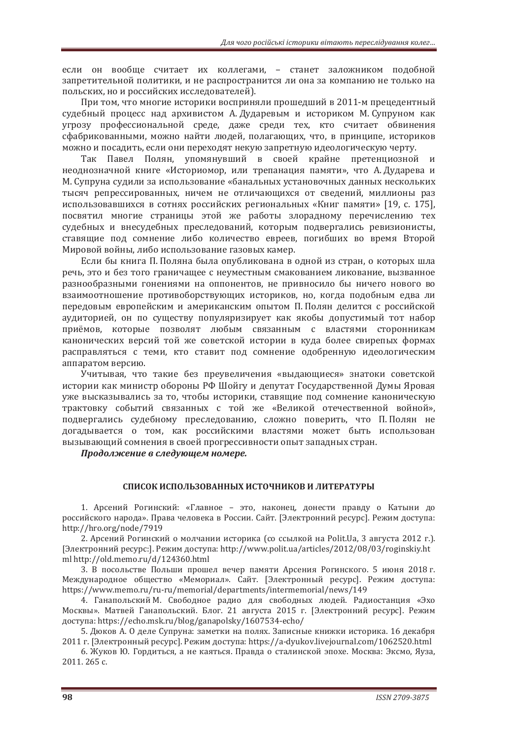если он вообще считает их коллегами, – станет заложником подобной запретительной политики, и не распространится ли она за компанию не только на польских, но и российских исследователей).

При том, что многие историки восприняли прошедший в 2011-м прецедентный судебный процесс над архивистом А. Дударевым и историком М. Супруном как угрозу профессиональной среде, даже среди тех, кто считает обвинения сфабрикованными, можно найти людей, полагающих, что, в принципе, историков можно и посадить, если они переходят некую запретную идеологическую черту.

Так Павел Полян, упомянувший в своей крайне претенциозной и неоднозначной книге «Историомор, или трепанация памяти», что А. Дударева и М. Супруна судили за использование «банальных установочных данных нескольких тысяч репрессированных, ничем не отличающихся от сведений, миллионы раз использовавшихся в сотнях российских региональных «Книг памяти» [19, с. 175], посвятил многие страницы этой же работы злорадному перечислению тех судебных и внесудебных преследований, которым подвергались ревизионисты, ставящие под сомнение либо количество евреев, погибших во время Второй Мировой войны, либо использование газовых камер.

Если бы книга П. Поляна была опубликована в одной из стран, о которых шла речь, это и без того граничащее с неуместным смакованием ликование, вызванное разнообразными гонениями на оппонентов, не привносило бы ничего нового во взаимоотношение противоборствующих историков, но, когда подобным едва ли передовым европейским и американским опытом П. Полян делится с российской аудиторией, он по существу популяризирует как якобы допустимый тот набор приёмов, которые позволят любым связанным с властями сторонникам канонических версий той же советской истории в куда более свирепых формах расправляться с теми, кто ставит под сомнение одобренную идеологическим аппаратом версию.

Учитывая, что такие без преувеличения «выдающиеся» знатоки советской истории как министр обороны РФ Шойгу и депутат Государственной Думы Яровая уже высказывались за то, чтобы историки, ставящие под сомнение каноническую трактовку событий связанных с той же «Великой отечественной войной», подвергались судебному преследованию, сложно поверить, что П. Полян не догадывается о том, как российскими властями может быть использован вызывающий сомнения в своей прогрессивности опыт западных стран.

***Продолжение в следующем номере.***

**СПИСОК ИСПОЛЬЗОВАННЫХ ИСТОЧНИКОВ И ЛИТЕРАТУРЫ**

1. Арсений Рогинский: «Главное – это, наконец, донести правду о Катыни до российского народа». Права человека в России. Сайт. [Электронний ресурс]. Режим доступа: http://hro.org/node/7919

2. Арсений Рогинский о молчании историка (со ссылкой на Polit.Ua, 3 августа 2012 г.). [Электронний ресурс:]. Режим доступа: http://www.polit.ua/articles/2012/08/03/roginskiy.html http://old.memo.ru/d/124360.html

3. В посольстве Польши прошел вечер памяти Арсения Рогинского. 5 июня 2018 г. Международное общество «Мемориал». Сайт. [Электронный ресурс]. Режим доступа: https://www.memo.ru/ru-ru/memorial/departments/intermemorial/news/149

4. Ганапольский М. Свободное радио для свободных людей. Радиостанция «Эхо Москвы». Матвей Ганапольский. Блог. 21 августа 2015 г. [Электронний ресурс]. Режим доступа: https://echo.msk.ru/blog/ganapolsky/1607534-echo/

5. Дюков А. О деле Супруна: заметки на полях. Записные книжки историка. 16 декабря 2011 г. [Электронный ресурс]. Режим доступа: https://a-dyukov.livejournal.com/1062520.html

6. Жуков Ю. Гордиться, а не каяться. Правда о сталинской эпохе. Москва: Эксмо, Яуза, 2011. 265 с.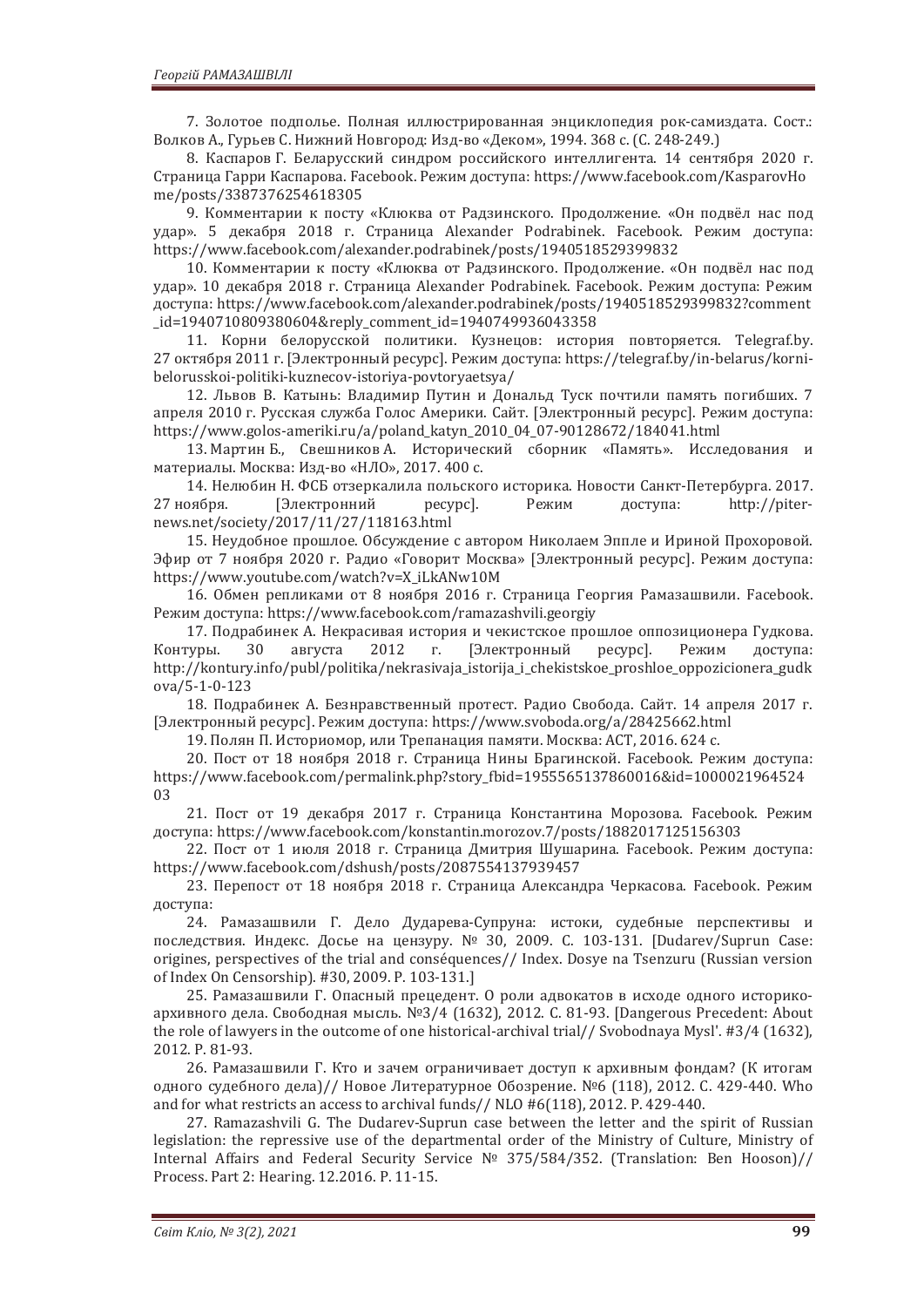7. Золотое подполье. Полная иллюстрированная энциклопедия рок-самиздата. Сост.: Волков А., Гурьев С. Нижний Новгород: Изд-во «Деком», 1994. 368 с. (С. 248-249.)

8. Каспаров Г. Беларусский синдром российского интеллигента. 14 сентября 2020 г. Страница Гарри Каспарова. Facebook. Режим доступа: https://www.facebook.com/KasparovHome/posts/3387376254618305

9. Комментарии к посту «Клюква от Радзинского. Продолжение. «Он подвёл нас под удар». 5 декабря 2018 г. Страница Alexander Podrabinek. Facebook. Режим доступа: https://www.facebook.com/alexander.podrabinek/posts/1940518529399832

10. Комментарии к посту «Клюква от Радзинского. Продолжение. «Он подвёл нас под удар». 10 декабря 2018 г. Страница Alexander Podrabinek. Facebook. Режим доступа: Режим доступа: https://www.facebook.com/alexander.podrabinek/posts/1940518529399832?comment_id=1940710809380604&reply_comment_id=1940749936043358

11. Корни белорусской политики. Кузнецов: история повторяется. Telegraf.by. 27 октября 2011 г. [Электронный ресурс]. Режим доступа: https://telegraf.by/in-belarus/korni-belorusskoi-politiki-kuznecov-istoriya-povtoryaetsya/

12. Львов В. Катынь: Владимир Путин и Дональд Туск почтили память погибших. 7 апреля 2010 г. Русская служба Голос Америки. Сайт. [Электронный ресурс]. Режим доступа: https://www.golos-ameriki.ru/a/poland_katyn_2010_04_07-90128672/184041.html

13. Мартин Б., Свешников А. Исторический сборник «Память». Исследования и материалы. Москва: Изд-во «НЛО», 2017. 400 с.

14. Нелюбин Н. ФСБ отзеркалила польского историка. Новости Санкт-Петербурга. 2017. 27 ноября. [Электронний ресурс]. Режим доступа: http://piter-news.net/society/2017/11/27/118163.html

15. Неудобное прошлое. Обсуждение с автором Николаем Эппле и Ириной Прохоровой. Эфир от 7 ноября 2020 г. Радио «Говорит Москва» [Электронный ресурс]. Режим доступа: https://www.youtube.com/watch?v=X_iLkANw10M

16. Обмен репликами от 8 ноября 2016 г. Страница Георгия Рамазашвили. Facebook. Режим доступа: https://www.facebook.com/ramazashvili.georgiy

17. Подрабинек А. Некрасивая история и чекистское прошлое оппозиционера Гудкова. Контуры. 30 августа 2012 г. [Электронный ресурс]. Режим доступа: http://kontury.info/publ/politika/nekrasivaja_istorija_i_chekistskoe_proshloe_oppozicionera_gudkova/5-1-0-123

18. Подрабинек А. Безнравственный протест. Радио Свобода. Сайт. 14 апреля 2017 г. [Электронный ресурс]. Режим доступа: https://www.svoboda.org/a/28425662.html

19. Полян П. Историомор, или Трепанация памяти. Москва: АСТ, 2016. 624 с.

20. Пост от 18 ноября 2018 г. Страница Нины Брагинской. Facebook. Режим доступа: https://www.facebook.com/permalink.php?story_fbid=1955565137860016&id=100002196452403

21. Пост от 19 декабря 2017 г. Страница Константина Морозова. Facebook. Режим доступа: https://www.facebook.com/konstantin.morozov.7/posts/1882017125156303

22. Пост от 1 июля 2018 г. Страница Дмитрия Шушарина. Facebook. Режим доступа: https://www.facebook.com/dshush/posts/2087554137939457

23. Перепост от 18 ноября 2018 г. Страница Александра Черкасова. Facebook. Режим доступа:

24. Рамазашвили Г. Дело Дударева-Супруна: истоки, судебные перспективы и последствия. Индекс. Досье на цензуру. № 30, 2009. С. 103-131. [Dudarev/Suprun Case: origines, perspectives of the trial and conséquences// Index. Dosye na Tsenzuru (Russian version of Index On Censorship). #30, 2009. P. 103-131.]

25. Рамазашвили Г. Опасный прецедент. О роли адвокатов в исходе одного историко-архивного дела. Свободная мысль. №3/4 (1632), 2012. С. 81-93. [Dangerous Precedent: About the role of lawyers in the outcome of one historical-archival trial// Svobodnaya Mysl'. #3/4 (1632), 2012. P. 81-93.

26. Рамазашвили Г. Кто и зачем ограничивает доступ к архивным фондам? (К итогам одного судебного дела)// Новое Литературное Обозрение. №6 (118), 2012. С. 429-440. Who and for what restricts an access to archival funds// NLO #6(118), 2012. P. 429-440.

27. Ramazashvili G. The Dudarev-Suprun case between the letter and the spirit of Russian legislation: the repressive use of the departmental order of the Ministry of Culture, Ministry of Internal Affairs and Federal Security Service № 375/584/352. (Translation: Ben Hooson)// Process. Part 2: Hearing. 12.2016. P. 11-15.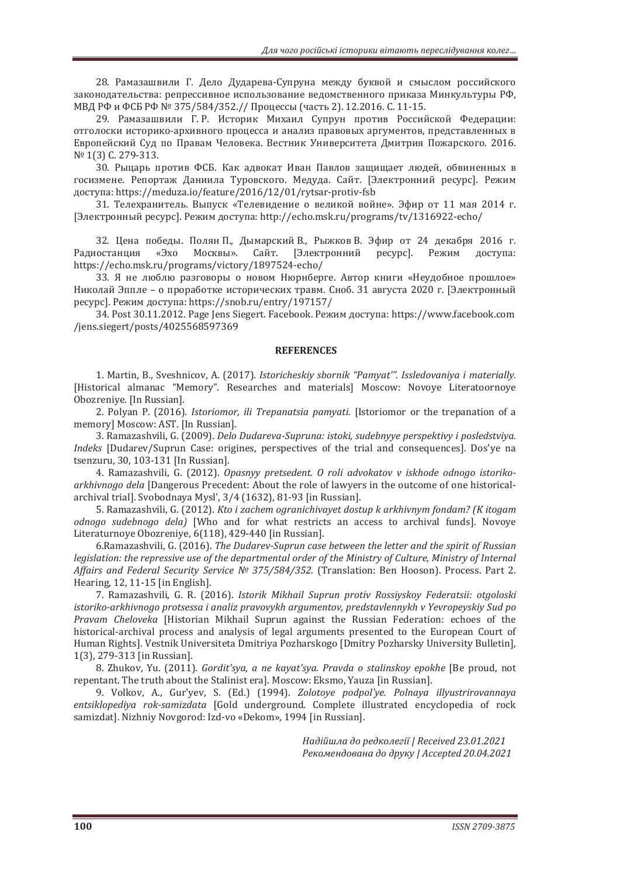28. Рамазашвили Г. Дело Дударева-Супруна между буквой и смыслом российского законодательства: репрессивное использование ведомственного приказа Минкультуры РФ, МВД РФ и ФСБ РФ № 375/584/352.// Процессы (часть 2). 12.2016. С. 11-15.

29. Рамазашвили Г. Р. Историк Михаил Супрун против Российской Федерации: отголоски историко-архивного процесса и анализ правовых аргументов, представленных в Европейский Суд по Правам Человека. Вестник Университета Дмитрия Пожарского. 2016. № 1(3) С. 279-313.

30. Рыцарь против ФСБ. Как адвокат Иван Павлов защищает людей, обвиненных в госизмене. Репортаж Даниила Туровского. Медуда. Сайт. [Электронний ресурс]. Режим доступа: https://meduza.io/feature/2016/12/01/rytsar-protiv-fsb

31. Телехранитель. Выпуск «Телевидение о великой войне». Эфир от 11 мая 2014 г. [Электронный ресурс]. Режим доступа: http://echo.msk.ru/programs/tv/1316922-echo/

32. Цена победы. Полян П., Дымарский В., Рыжков В. Эфир от 24 декабря 2016 г. Радиостанция «Эхо Москвы». Сайт. [Электронний ресурс]. Режим доступа: https://echo.msk.ru/programs/victory/1897524-echo/

33. Я не люблю разговоры о новом Нюрнберге. Автор книги «Неудобное прошлое» Николай Эппле – о проработке исторических травм. Сноб. 31 августа 2020 г. [Электронный ресурс]. Режим доступа: https://snob.ru/entry/197157/

34. Post 30.11.2012. Page Jens Siegert. Facebook. Режим доступа: https://www.facebook.com /jens.siegert/posts/4025568597369

## REFERENCES

1. Martin, B., Sveshnicov, A. (2017). *Istoricheskiy sbornik "Pamyat'". Issledovaniya i materially.* [Historical almanac "Memory". Researches and materials] Moscow: Novoye Literatoornoye Obozreniye. [In Russian].

2. Polyan P. (2016). *Istoriomor, ili Trepanatsia pamyati.* [Istoriomor or the trepanation of a memory] Moscow: AST. [In Russian].

3. Ramazashvili, G. (2009). *Delo Dudareva-Supruna: istoki, sudebnyye perspektivy i posledstviya. Indeks* [Dudarev/Suprun Case: origines, perspectives of the trial and consequences]. Dos'ye na tsenzuru, 30, 103-131 [In Russian].

4. Ramazashvili, G. (2012). *Opasnyy pretsedent. O roli advokatov v iskhode odnogo istoriko-arkhivnogo dela* [Dangerous Precedent: About the role of lawyers in the outcome of one historical-archival trial]. Svobodnaya Mysl', 3/4 (1632), 81-93 [in Russian].

5. Ramazashvili, G. (2012). *Kto i zachem ogranichivayet dostup k arkhivnym fondam? (K itogam odnogo sudebnogo dela)* [Who and for what restricts an access to archival funds]. Novoye Literaturnoye Obozreniye, 6(118), 429-440 [in Russian].

6.Ramazashvili, G. (2016). *The Dudarev-Suprun case between the letter and the spirit of Russian legislation: the repressive use of the departmental order of the Ministry of Culture, Ministry of Internal Affairs and Federal Security Service № 375/584/352.* (Translation: Ben Hooson). Process. Part 2. Hearing, 12, 11-15 [in English].

7. Ramazashvili, G. R. (2016). *Istorik Mikhail Suprun protiv Rossiyskoy Federatsii: otgoloski istoriko-arkhivnogo protsessa i analiz pravovykh argumentov, predstavlennykh v Yevropeyskiy Sud po Pravam Cheloveka* [Historian Mikhail Suprun against the Russian Federation: echoes of the historical-archival process and analysis of legal arguments presented to the European Court of Human Rights]. Vestnik Universiteta Dmitriya Pozharskogo [Dmitry Pozharsky University Bulletin], 1(3), 279-313 [in Russian].

8. Zhukov, Yu. (2011). *Gordit'sya, a ne kayat'sya. Pravda o stalinskoy epokhe* [Be proud, not repentant. The truth about the Stalinist era]. Moscow: Eksmo, Yauza [in Russian].

9. Volkov, A., Gur'yev, S. (Ed.) (1994). *Zolotoye podpol'ye. Polnaya illyustrirovannaya entsiklopediya rok-samizdata* [Gold underground. Complete illustrated encyclopedia of rock samizdat]. Nizhniy Novgorod: Izd-vo «Dekom», 1994 [in Russian].

*Надійшла до редколегії | Received 23.01.2021*
*Рекомендована до друку | Accepted 20.04.2021*